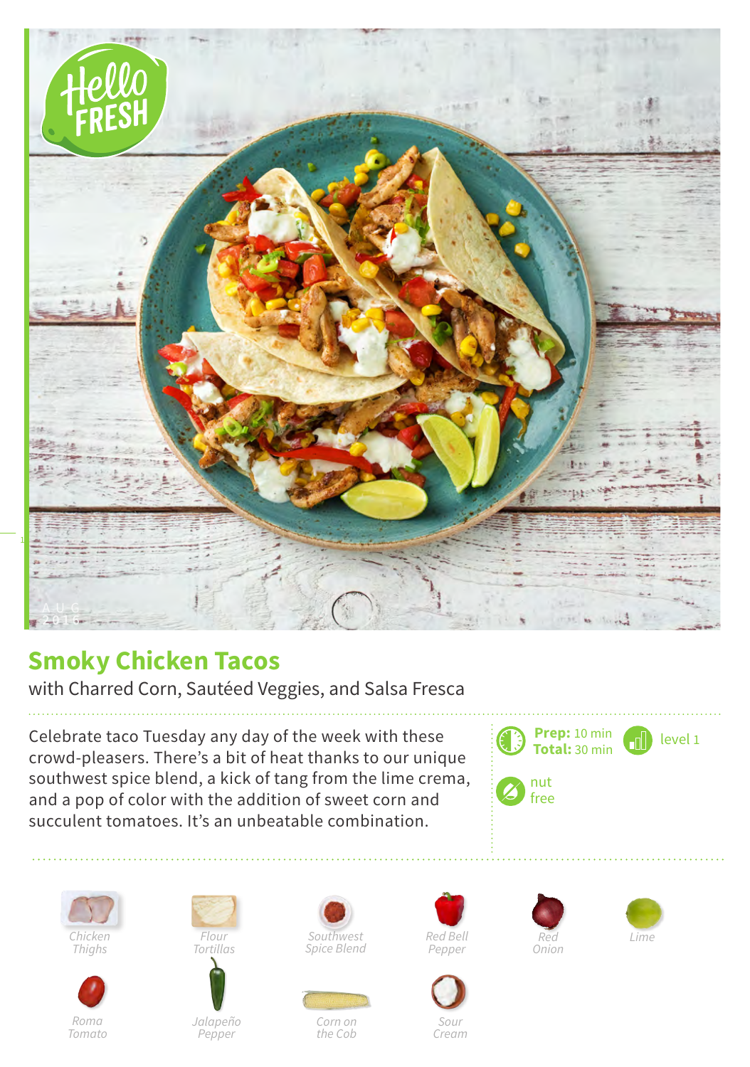# Smoky Chicken Tacos

with Charred Corn, Sautéed Veggies, and Salsa Fresca

Celebrate taco Tuesday any day of the week with these crowd-pleasers. There's a bit of heat thanks to our unique southwest spice blend, a kick of tang from the lime crema, and a pop of color with the addition of sweet corn and succulent tomatoes. It's an unbeatable combination.

**Prep:** 10 min
**Total:** 30 min

level 1

nut free

- Chicken Thighs
- Flour Tortillas
- Southwest Spice Blend
- Red Bell Pepper
- Red Onion
- Lime
- Roma Tomato
- Jalapeño Pepper
- Corn on the Cob
- Sour Cream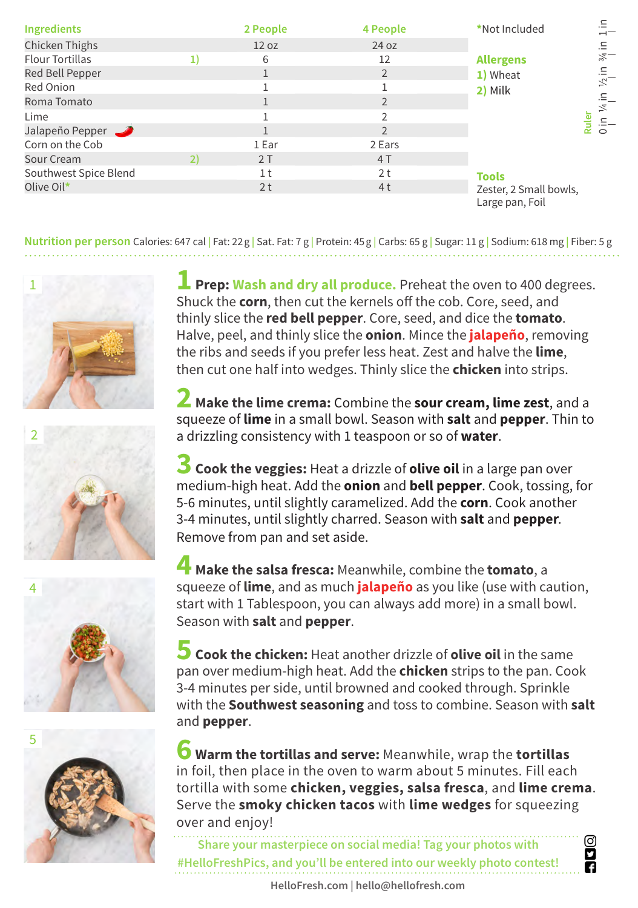| Ingredients | | 2 People | 4 People |
|---|---|---|---|
| Chicken Thighs | | 12 oz | 24 oz |
| Flour Tortillas | 1) | 6 | 12 |
| Red Bell Pepper | | 1 | 2 |
| Red Onion | | 1 | 1 |
| Roma Tomato | | 1 | 2 |
| Lime | | 1 | 2 |
| Jalapeño Pepper | | 1 | 2 |
| Corn on the Cob | | 1 Ear | 2 Ears |
| Sour Cream | 2) | 2 T | 4 T |
| Southwest Spice Blend | | 1 t | 2 t |
| Olive Oil* | | 2 t | 4 t |

*Not Included

**Allergens**
1) Wheat
2) Milk

**Tools**
Zester, 2 Small bowls, Large pan, Foil

Ruler
0 in ¼ in ½ in ¾ in 1 in

**Nutrition per person** Calories: 647 cal | Fat: 22 g | Sat. Fat: 7 g | Protein: 45 g | Carbs: 65 g | Sugar: 11 g | Sodium: 618 mg | Fiber: 5 g

**1 Prep: Wash and dry all produce.** Preheat the oven to 400 degrees. Shuck the **corn**, then cut the kernels off the cob. Core, seed, and thinly slice the **red bell pepper**. Core, seed, and dice the **tomato**. Halve, peel, and thinly slice the **onion**. Mince the **jalapeño**, removing the ribs and seeds if you prefer less heat. Zest and halve the **lime**, then cut one half into wedges. Thinly slice the **chicken** into strips.

**2 Make the lime crema:** Combine the **sour cream, lime zest**, and a squeeze of **lime** in a small bowl. Season with **salt** and **pepper**. Thin to a drizzling consistency with 1 teaspoon or so of **water**.

**3 Cook the veggies:** Heat a drizzle of **olive oil** in a large pan over medium-high heat. Add the **onion** and **bell pepper**. Cook, tossing, for 5-6 minutes, until slightly caramelized. Add the **corn**. Cook another 3-4 minutes, until slightly charred. Season with **salt** and **pepper**. Remove from pan and set aside.

**4 Make the salsa fresca:** Meanwhile, combine the **tomato**, a squeeze of **lime**, and as much **jalapeño** as you like (use with caution, start with 1 Tablespoon, you can always add more) in a small bowl. Season with **salt** and **pepper**.

**5 Cook the chicken:** Heat another drizzle of **olive oil** in the same pan over medium-high heat. Add the **chicken** strips to the pan. Cook 3-4 minutes per side, until browned and cooked through. Sprinkle with the **Southwest seasoning** and toss to combine. Season with **salt** and **pepper**.

**6 Warm the tortillas and serve:** Meanwhile, wrap the **tortillas** in foil, then place in the oven to warm about 5 minutes. Fill each tortilla with some **chicken, veggies, salsa fresca**, and **lime crema**. Serve the **smoky chicken tacos** with **lime wedges** for squeezing over and enjoy!

Share your masterpiece on social media! Tag your photos with #HelloFreshPics, and you'll be entered into our weekly photo contest!

HelloFresh.com | hello@hellofresh.com